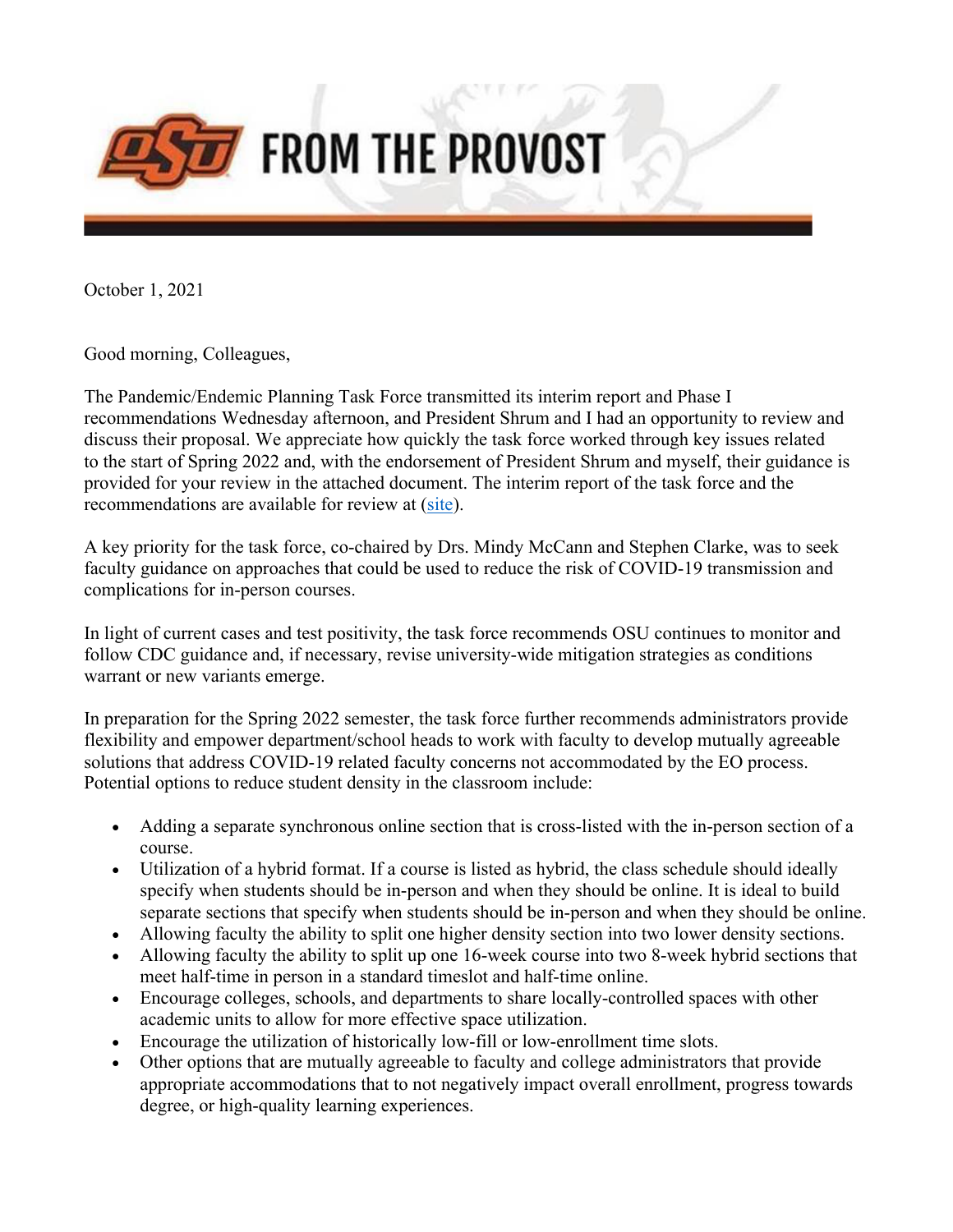# FROM THE PROVOST

October 1, 2021

Good morning, Colleagues,

The Pandemic/Endemic Planning Task Force transmitted its interim report and Phase I recommendations Wednesday afternoon, and President Shrum and I had an opportunity to review and discuss their proposal. We appreciate how quickly the task force worked through key issues related to the start of Spring 2022 and, with the endorsement of President Shrum and myself, their guidance is provided for your review in the attached document. The interim report of the task force and the recommendations are available for review at (site).

A key priority for the task force, co-chaired by Drs. Mindy McCann and Stephen Clarke, was to seek faculty guidance on approaches that could be used to reduce the risk of COVID-19 transmission and complications for in-person courses.

In light of current cases and test positivity, the task force recommends OSU continues to monitor and follow CDC guidance and, if necessary, revise university-wide mitigation strategies as conditions warrant or new variants emerge.

In preparation for the Spring 2022 semester, the task force further recommends administrators provide flexibility and empower department/school heads to work with faculty to develop mutually agreeable solutions that address COVID-19 related faculty concerns not accommodated by the EO process. Potential options to reduce student density in the classroom include:

- Adding a separate synchronous online section that is cross-listed with the in-person section of a course.
- Utilization of a hybrid format. If a course is listed as hybrid, the class schedule should ideally specify when students should be in-person and when they should be online. It is ideal to build separate sections that specify when students should be in-person and when they should be online.
- Allowing faculty the ability to split one higher density section into two lower density sections.
- Allowing faculty the ability to split up one 16-week course into two 8-week hybrid sections that meet half-time in person in a standard timeslot and half-time online.
- Encourage colleges, schools, and departments to share locally-controlled spaces with other academic units to allow for more effective space utilization.
- Encourage the utilization of historically low-fill or low-enrollment time slots.
- Other options that are mutually agreeable to faculty and college administrators that provide appropriate accommodations that to not negatively impact overall enrollment, progress towards degree, or high-quality learning experiences.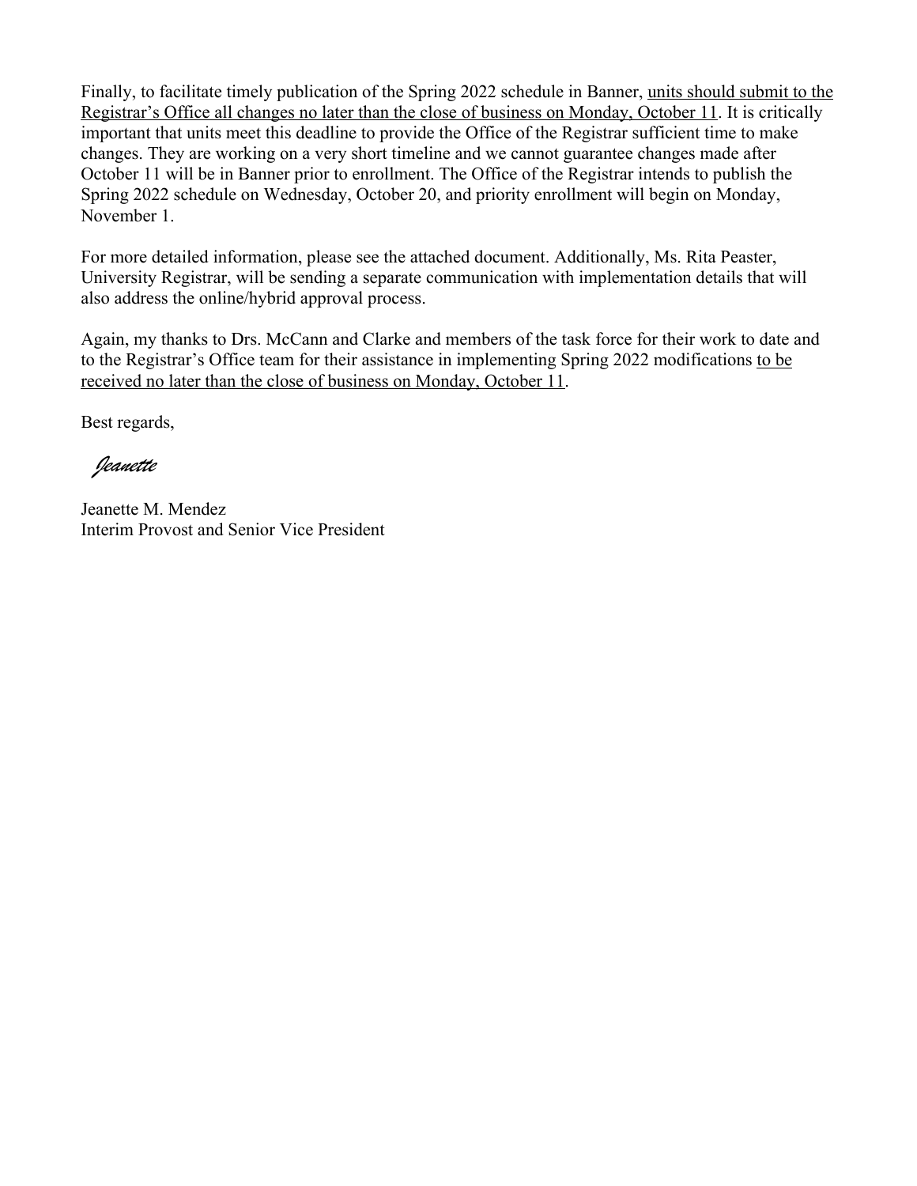Finally, to facilitate timely publication of the Spring 2022 schedule in Banner, units should submit to the Registrar's Office all changes no later than the close of business on Monday, October 11. It is critically important that units meet this deadline to provide the Office of the Registrar sufficient time to make changes. They are working on a very short timeline and we cannot guarantee changes made after October 11 will be in Banner prior to enrollment. The Office of the Registrar intends to publish the Spring 2022 schedule on Wednesday, October 20, and priority enrollment will begin on Monday, November 1.

For more detailed information, please see the attached document. Additionally, Ms. Rita Peaster, University Registrar, will be sending a separate communication with implementation details that will also address the online/hybrid approval process.

Again, my thanks to Drs. McCann and Clarke and members of the task force for their work to date and to the Registrar's Office team for their assistance in implementing Spring 2022 modifications to be received no later than the close of business on Monday, October 11.

Best regards,

*Jeanette*

Jeanette M. Mendez
Interim Provost and Senior Vice President